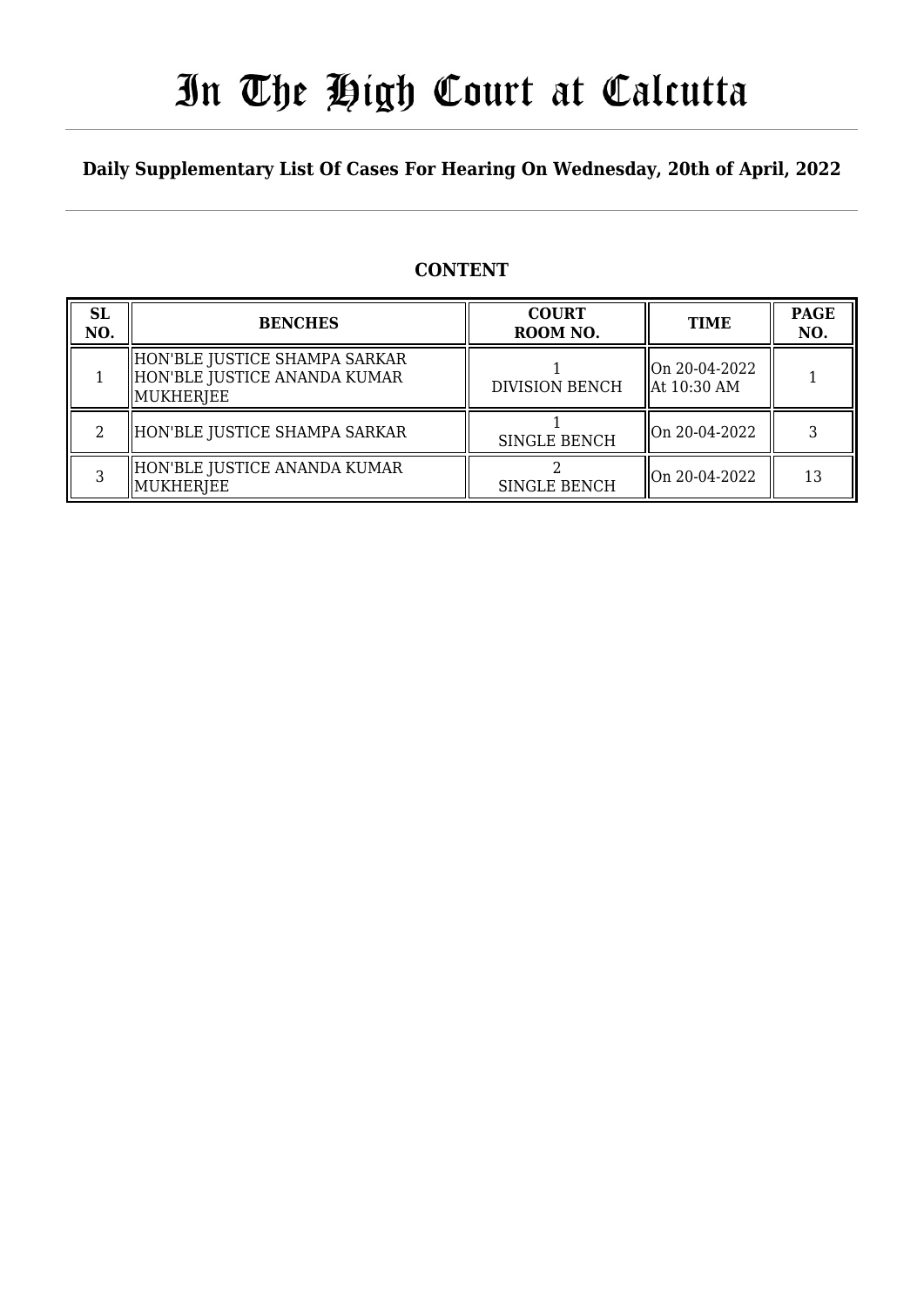# In The High Court at Calcutta

**Daily Supplementary List Of Cases For Hearing On Wednesday, 20th of April, 2022**

## CONTENT

| SL NO. | BENCHES | COURT ROOM NO. | TIME | PAGE NO. |
|---|---|---|---|---|
| 1 | HON'BLE JUSTICE SHAMPA SARKAR<br>HON'BLE JUSTICE ANANDA KUMAR MUKHERJEE | 1<br>DIVISION BENCH | On 20-04-2022<br>At 10:30 AM | 1 |
| 2 | HON'BLE JUSTICE SHAMPA SARKAR | 1<br>SINGLE BENCH | On 20-04-2022 | 3 |
| 3 | HON'BLE JUSTICE ANANDA KUMAR MUKHERJEE | 2<br>SINGLE BENCH | On 20-04-2022 | 13 |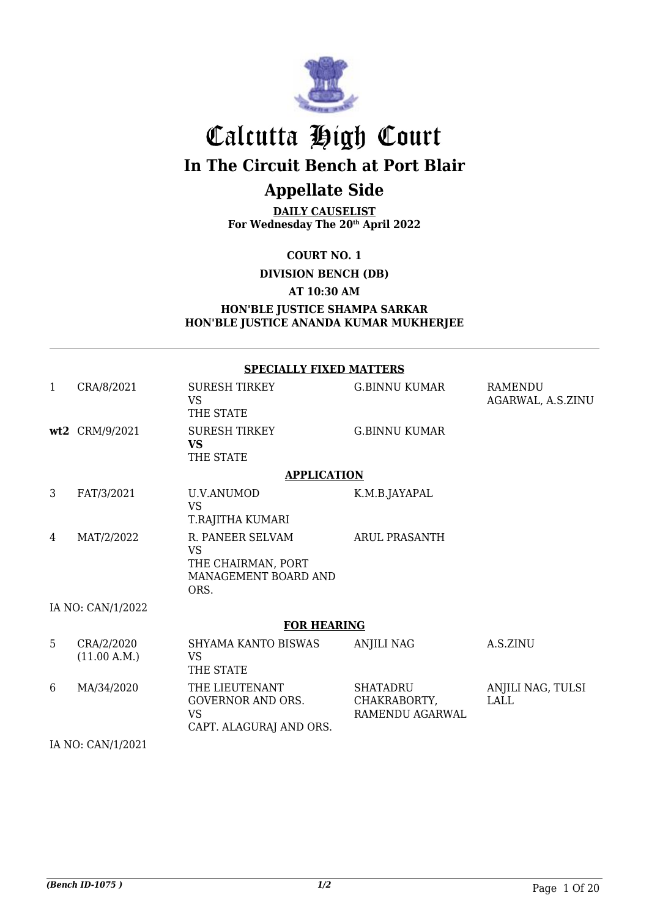# Calcutta High Court

## In The Circuit Bench at Port Blair

## Appellate Side

**DAILY CAUSELIST**
**For Wednesday The 20th April 2022**

**COURT NO. 1**

**DIVISION BENCH (DB)**

**AT 10:30 AM**

**HON'BLE JUSTICE SHAMPA SARKAR**
**HON'BLE JUSTICE ANANDA KUMAR MUKHERJEE**

**SPECIALLY FIXED MATTERS**

| | | | | |
|---|---|---|---|---|
| 1 | CRA/8/2021 | SURESH TIRKEY VS THE STATE | G.BINNU KUMAR | RAMENDU AGARWAL, A.S.ZINU |
| **wt2** | CRM/9/2021 | SURESH TIRKEY **VS** THE STATE | G.BINNU KUMAR | |

**APPLICATION**

| | | | | |
|---|---|---|---|---|
| 3 | FAT/3/2021 | U.V.ANUMOD VS T.RAJITHA KUMARI | K.M.B.JAYAPAL | |
| 4 | MAT/2/2022 | R. PANEER SELVAM VS THE CHAIRMAN, PORT MANAGEMENT BOARD AND ORS. | ARUL PRASANTH | |

IA NO: CAN/1/2022

**FOR HEARING**

| | | | | |
|---|---|---|---|---|
| 5 | CRA/2/2020 (11.00 A.M.) | SHYAMA KANTO BISWAS VS THE STATE | ANJILI NAG | A.S.ZINU |
| 6 | MA/34/2020 | THE LIEUTENANT GOVERNOR AND ORS. VS CAPT. ALAGURAJ AND ORS. | SHATADRU CHAKRABORTY, RAMENDU AGARWAL | ANJILI NAG, TULSI LALL |

IA NO: CAN/1/2021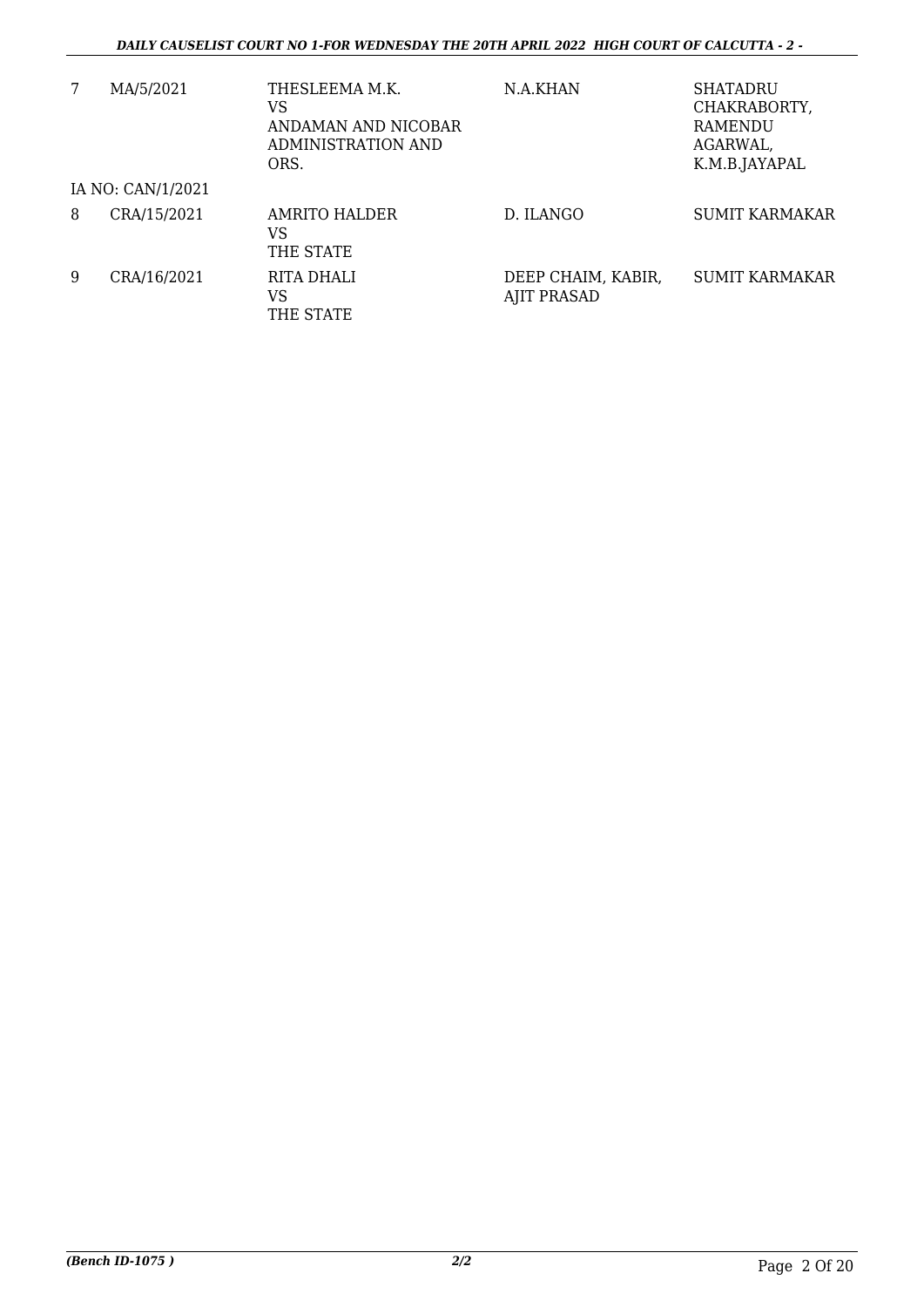| | | | | |
|---|---|---|---|---|
| 7 | MA/5/2021 | THESLEEMA M.K.<br>VS<br>ANDAMAN AND NICOBAR ADMINISTRATION AND ORS. | N.A.KHAN | SHATADRU CHAKRABORTY, RAMENDU AGARWAL, K.M.B.JAYAPAL |
| IA NO: CAN/1/2021 | | | | |
| 8 | CRA/15/2021 | AMRITO HALDER<br>VS<br>THE STATE | D. ILANGO | SUMIT KARMAKAR |
| 9 | CRA/16/2021 | RITA DHALI<br>VS<br>THE STATE | DEEP CHAIM, KABIR, AJIT PRASAD | SUMIT KARMAKAR |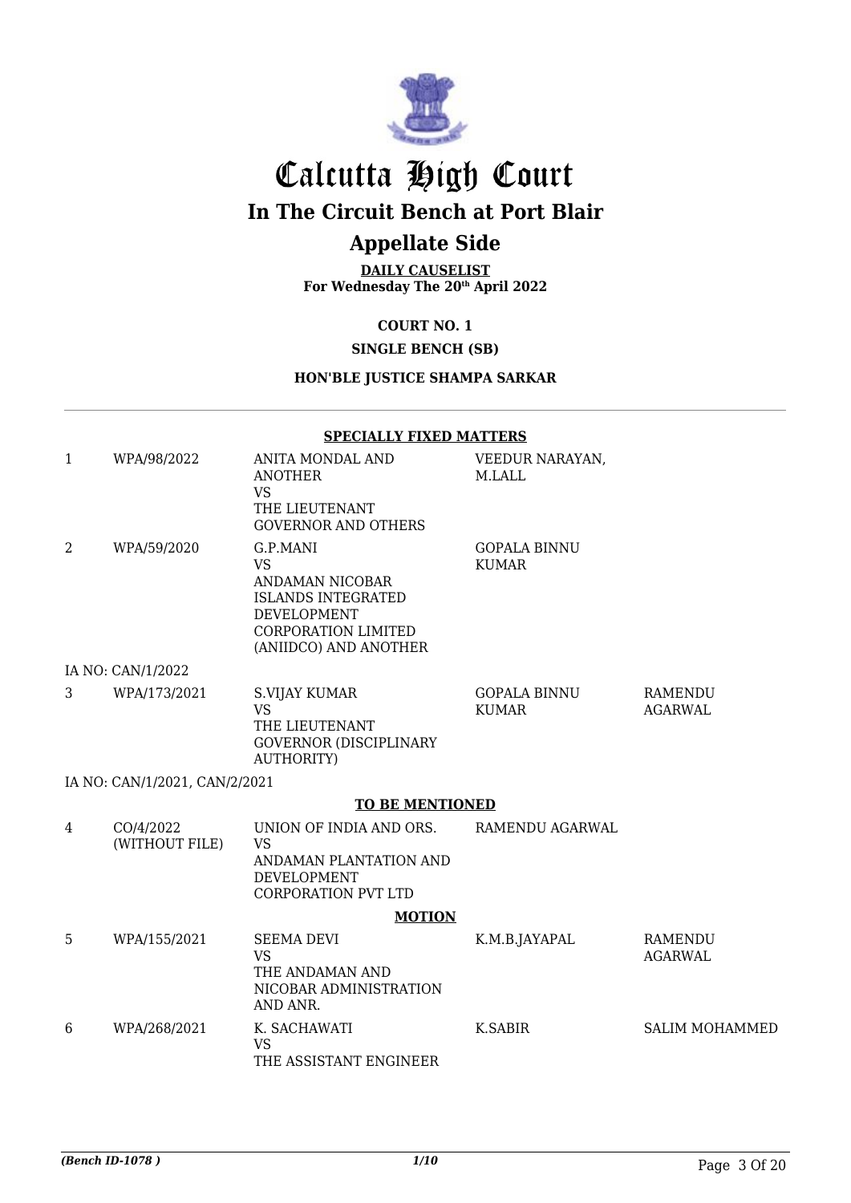# Calcutta High Court

## In The Circuit Bench at Port Blair

## Appellate Side

**DAILY CAUSELIST**
**For Wednesday The 20th April 2022**

**COURT NO. 1**

**SINGLE BENCH (SB)**

**HON'BLE JUSTICE SHAMPA SARKAR**

**SPECIALLY FIXED MATTERS**

| | | | | |
|---|---|---|---|---|
| 1 | WPA/98/2022 | ANITA MONDAL AND ANOTHER VS THE LIEUTENANT GOVERNOR AND OTHERS | VEEDUR NARAYAN, M.LALL | |
| 2 | WPA/59/2020 | G.P.MANI VS ANDAMAN NICOBAR ISLANDS INTEGRATED DEVELOPMENT CORPORATION LIMITED (ANIIDCO) AND ANOTHER | GOPALA BINNU KUMAR | |
| | IA NO: CAN/1/2022 | | | |
| 3 | WPA/173/2021 | S.VIJAY KUMAR VS THE LIEUTENANT GOVERNOR (DISCIPLINARY AUTHORITY) | GOPALA BINNU KUMAR | RAMENDU AGARWAL |
| | IA NO: CAN/1/2021, CAN/2/2021 | | | |

**TO BE MENTIONED**

| | | | | |
|---|---|---|---|---|
| 4 | CO/4/2022 (WITHOUT FILE) | UNION OF INDIA AND ORS. VS ANDAMAN PLANTATION AND DEVELOPMENT CORPORATION PVT LTD | RAMENDU AGARWAL | |

**MOTION**

| | | | | |
|---|---|---|---|---|
| 5 | WPA/155/2021 | SEEMA DEVI VS THE ANDAMAN AND NICOBAR ADMINISTRATION AND ANR. | K.M.B.JAYAPAL | RAMENDU AGARWAL |
| 6 | WPA/268/2021 | K. SACHAWATI VS THE ASSISTANT ENGINEER | K.SABIR | SALIM MOHAMMED |

*(Bench ID-1078 )* 1/10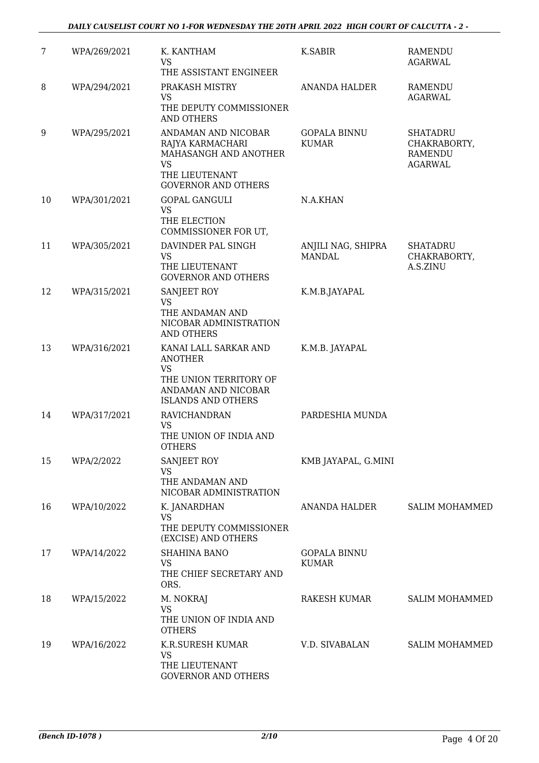| | | | | |
|---|---|---|---|---|
| 7 | WPA/269/2021 | K. KANTHAM<br>VS<br>THE ASSISTANT ENGINEER | K.SABIR | RAMENDU AGARWAL |
| 8 | WPA/294/2021 | PRAKASH MISTRY<br>VS<br>THE DEPUTY COMMISSIONER AND OTHERS | ANANDA HALDER | RAMENDU AGARWAL |
| 9 | WPA/295/2021 | ANDAMAN AND NICOBAR RAJYA KARMACHARI MAHASANGH AND ANOTHER<br>VS<br>THE LIEUTENANT GOVERNOR AND OTHERS | GOPALA BINNU KUMAR | SHATADRU CHAKRABORTY, RAMENDU AGARWAL |
| 10 | WPA/301/2021 | GOPAL GANGULI<br>VS<br>THE ELECTION COMMISSIONER FOR UT, | N.A.KHAN | |
| 11 | WPA/305/2021 | DAVINDER PAL SINGH<br>VS<br>THE LIEUTENANT GOVERNOR AND OTHERS | ANJILI NAG, SHIPRA MANDAL | SHATADRU CHAKRABORTY, A.S.ZINU |
| 12 | WPA/315/2021 | SANJEET ROY<br>VS<br>THE ANDAMAN AND NICOBAR ADMINISTRATION AND OTHERS | K.M.B.JAYAPAL | |
| 13 | WPA/316/2021 | KANAI LALL SARKAR AND ANOTHER<br>VS<br>THE UNION TERRITORY OF ANDAMAN AND NICOBAR ISLANDS AND OTHERS | K.M.B. JAYAPAL | |
| 14 | WPA/317/2021 | RAVICHANDRAN<br>VS<br>THE UNION OF INDIA AND OTHERS | PARDESHIA MUNDA | |
| 15 | WPA/2/2022 | SANJEET ROY<br>VS<br>THE ANDAMAN AND NICOBAR ADMINISTRATION | KMB JAYAPAL, G.MINI | |
| 16 | WPA/10/2022 | K. JANARDHAN<br>VS<br>THE DEPUTY COMMISSIONER (EXCISE) AND OTHERS | ANANDA HALDER | SALIM MOHAMMED |
| 17 | WPA/14/2022 | SHAHINA BANO<br>VS<br>THE CHIEF SECRETARY AND ORS. | GOPALA BINNU KUMAR | |
| 18 | WPA/15/2022 | M. NOKRAJ<br>VS<br>THE UNION OF INDIA AND OTHERS | RAKESH KUMAR | SALIM MOHAMMED |
| 19 | WPA/16/2022 | K.R.SURESH KUMAR<br>VS<br>THE LIEUTENANT GOVERNOR AND OTHERS | V.D. SIVABALAN | SALIM MOHAMMED |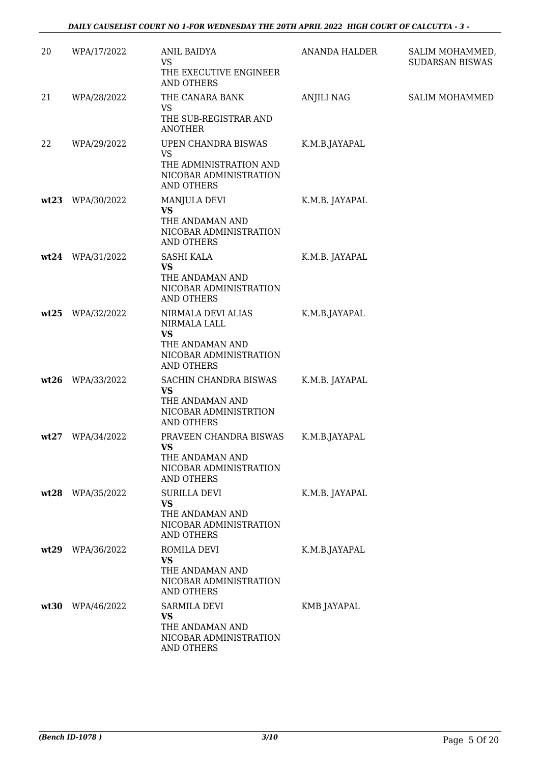| 20 | WPA/17/2022 | ANIL BAIDYA<br>VS<br>THE EXECUTIVE ENGINEER AND OTHERS | ANANDA HALDER | SALIM MOHAMMED, SUDARSAN BISWAS |
|---|---|---|---|---|
| 21 | WPA/28/2022 | THE CANARA BANK<br>VS<br>THE SUB-REGISTRAR AND ANOTHER | ANJILI NAG | SALIM MOHAMMED |
| 22 | WPA/29/2022 | UPEN CHANDRA BISWAS<br>VS<br>THE ADMINISTRATION AND NICOBAR ADMINISTRATION AND OTHERS | K.M.B.JAYAPAL | |
| **wt23** | WPA/30/2022 | MANJULA DEVI<br>**VS**<br>THE ANDAMAN AND NICOBAR ADMINISTRATION AND OTHERS | K.M.B. JAYAPAL | |
| **wt24** | WPA/31/2022 | SASHI KALA<br>**VS**<br>THE ANDAMAN AND NICOBAR ADMINISTRATION AND OTHERS | K.M.B. JAYAPAL | |
| **wt25** | WPA/32/2022 | NIRMALA DEVI ALIAS NIRMALA LALL<br>**VS**<br>THE ANDAMAN AND NICOBAR ADMINISTRATION AND OTHERS | K.M.B.JAYAPAL | |
| **wt26** | WPA/33/2022 | SACHIN CHANDRA BISWAS<br>**VS**<br>THE ANDAMAN AND NICOBAR ADMINISTRTION AND OTHERS | K.M.B. JAYAPAL | |
| **wt27** | WPA/34/2022 | PRAVEEN CHANDRA BISWAS<br>**VS**<br>THE ANDAMAN AND NICOBAR ADMINISTRATION AND OTHERS | K.M.B.JAYAPAL | |
| **wt28** | WPA/35/2022 | SURILLA DEVI<br>**VS**<br>THE ANDAMAN AND NICOBAR ADMINISTRATION AND OTHERS | K.M.B. JAYAPAL | |
| **wt29** | WPA/36/2022 | ROMILA DEVI<br>**VS**<br>THE ANDAMAN AND NICOBAR ADMINISTRATION AND OTHERS | K.M.B.JAYAPAL | |
| **wt30** | WPA/46/2022 | SARMILA DEVI<br>**VS**<br>THE ANDAMAN AND NICOBAR ADMINISTRATION AND OTHERS | KMB JAYAPAL | |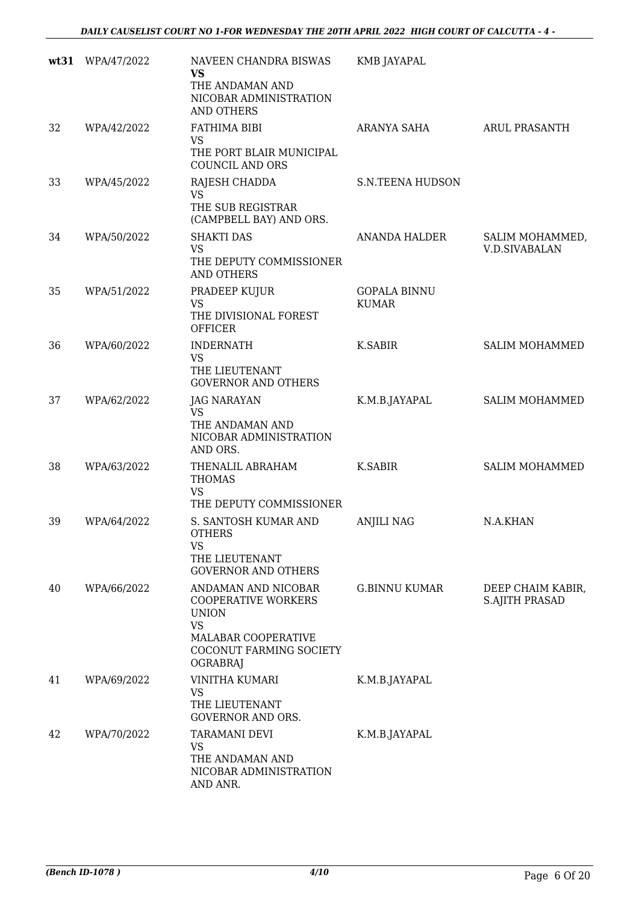| | | | | |
|---|---|---|---|---|
| **wt31** | WPA/47/2022 | NAVEEN CHANDRA BISWAS **VS** THE ANDAMAN AND NICOBAR ADMINISTRATION AND OTHERS | KMB JAYAPAL | |
| 32 | WPA/42/2022 | FATHIMA BIBI VS THE PORT BLAIR MUNICIPAL COUNCIL AND ORS | ARANYA SAHA | ARUL PRASANTH |
| 33 | WPA/45/2022 | RAJESH CHADDA VS THE SUB REGISTRAR (CAMPBELL BAY) AND ORS. | S.N.TEENA HUDSON | |
| 34 | WPA/50/2022 | SHAKTI DAS VS THE DEPUTY COMMISSIONER AND OTHERS | ANANDA HALDER | SALIM MOHAMMED, V.D.SIVABALAN |
| 35 | WPA/51/2022 | PRADEEP KUJUR VS THE DIVISIONAL FOREST OFFICER | GOPALA BINNU KUMAR | |
| 36 | WPA/60/2022 | INDERNATH VS THE LIEUTENANT GOVERNOR AND OTHERS | K.SABIR | SALIM MOHAMMED |
| 37 | WPA/62/2022 | JAG NARAYAN VS THE ANDAMAN AND NICOBAR ADMINISTRATION AND ORS. | K.M.B.JAYAPAL | SALIM MOHAMMED |
| 38 | WPA/63/2022 | THENALIL ABRAHAM THOMAS VS THE DEPUTY COMMISSIONER | K.SABIR | SALIM MOHAMMED |
| 39 | WPA/64/2022 | S. SANTOSH KUMAR AND OTHERS VS THE LIEUTENANT GOVERNOR AND OTHERS | ANJILI NAG | N.A.KHAN |
| 40 | WPA/66/2022 | ANDAMAN AND NICOBAR COOPERATIVE WORKERS UNION VS MALABAR COOPERATIVE COCONUT FARMING SOCIETY OGRABRAJ | G.BINNU KUMAR | DEEP CHAIM KABIR, S.AJITH PRASAD |
| 41 | WPA/69/2022 | VINITHA KUMARI VS THE LIEUTENANT GOVERNOR AND ORS. | K.M.B.JAYAPAL | |
| 42 | WPA/70/2022 | TARAMANI DEVI VS THE ANDAMAN AND NICOBAR ADMINISTRATION AND ANR. | K.M.B.JAYAPAL | |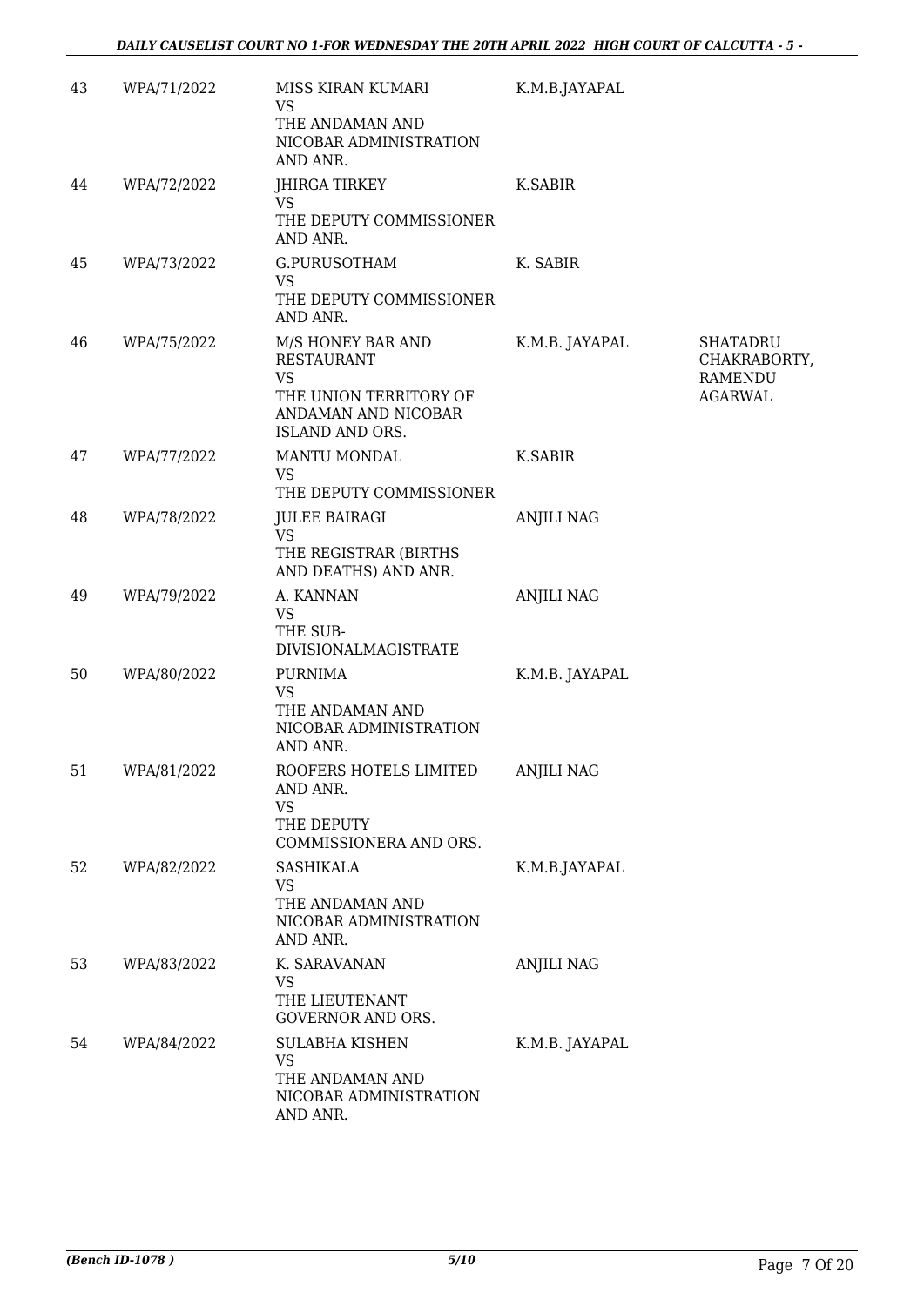| 43 | WPA/71/2022 | MISS KIRAN KUMARI VS THE ANDAMAN AND NICOBAR ADMINISTRATION AND ANR. | K.M.B.JAYAPAL | |
|---|---|---|---|---|
| 44 | WPA/72/2022 | JHIRGA TIRKEY VS THE DEPUTY COMMISSIONER AND ANR. | K.SABIR | |
| 45 | WPA/73/2022 | G.PURUSOTHAM VS THE DEPUTY COMMISSIONER AND ANR. | K. SABIR | |
| 46 | WPA/75/2022 | M/S HONEY BAR AND RESTAURANT VS THE UNION TERRITORY OF ANDAMAN AND NICOBAR ISLAND AND ORS. | K.M.B. JAYAPAL | SHATADRU CHAKRABORTY, RAMENDU AGARWAL |
| 47 | WPA/77/2022 | MANTU MONDAL VS THE DEPUTY COMMISSIONER | K.SABIR | |
| 48 | WPA/78/2022 | JULEE BAIRAGI VS THE REGISTRAR (BIRTHS AND DEATHS) AND ANR. | ANJILI NAG | |
| 49 | WPA/79/2022 | A. KANNAN VS THE SUB-DIVISIONALMAGISTRATE | ANJILI NAG | |
| 50 | WPA/80/2022 | PURNIMA VS THE ANDAMAN AND NICOBAR ADMINISTRATION AND ANR. | K.M.B. JAYAPAL | |
| 51 | WPA/81/2022 | ROOFERS HOTELS LIMITED AND ANR. VS THE DEPUTY COMMISSIONERA AND ORS. | ANJILI NAG | |
| 52 | WPA/82/2022 | SASHIKALA VS THE ANDAMAN AND NICOBAR ADMINISTRATION AND ANR. | K.M.B.JAYAPAL | |
| 53 | WPA/83/2022 | K. SARAVANAN VS THE LIEUTENANT GOVERNOR AND ORS. | ANJILI NAG | |
| 54 | WPA/84/2022 | SULABHA KISHEN VS THE ANDAMAN AND NICOBAR ADMINISTRATION AND ANR. | K.M.B. JAYAPAL | |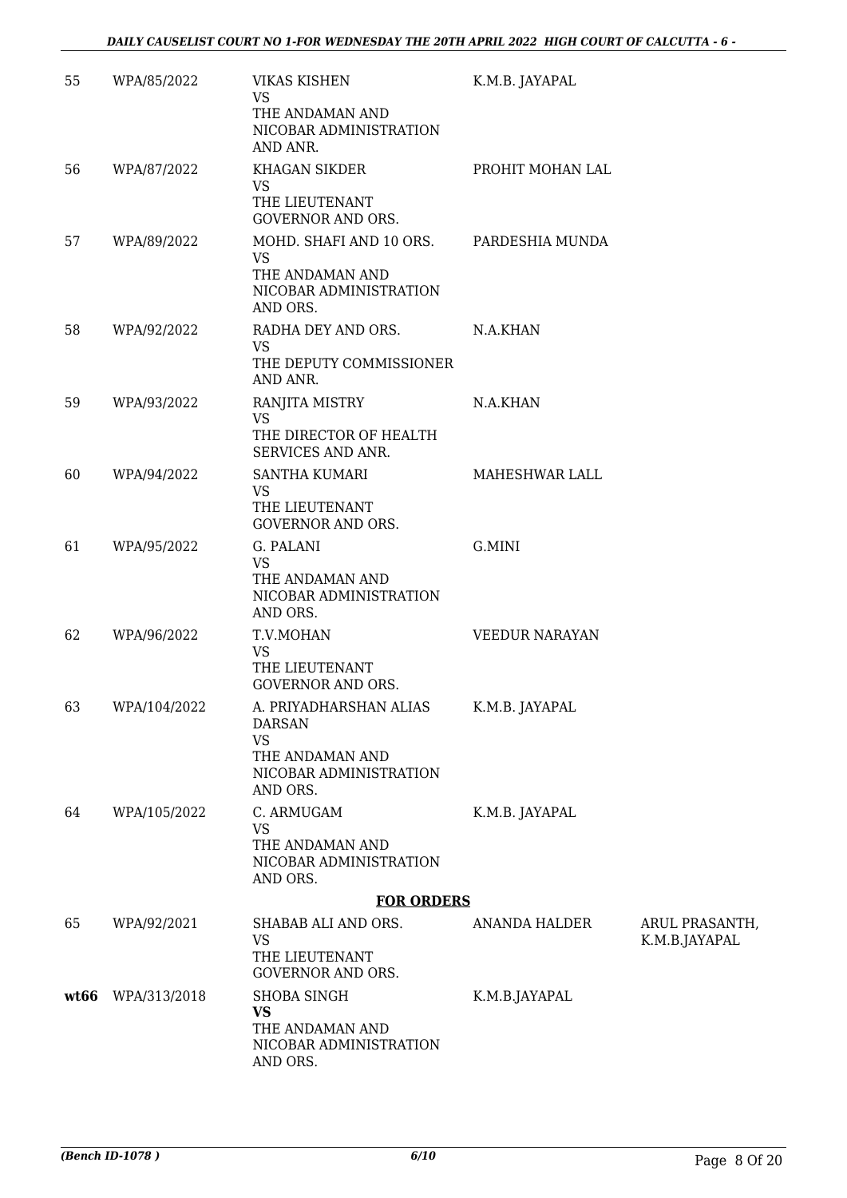| | | | | |
|---|---|---|---|---|
| 55 | WPA/85/2022 | VIKAS KISHEN<br>VS<br>THE ANDAMAN AND NICOBAR ADMINISTRATION AND ANR. | K.M.B. JAYAPAL | |
| 56 | WPA/87/2022 | KHAGAN SIKDER<br>VS<br>THE LIEUTENANT GOVERNOR AND ORS. | PROHIT MOHAN LAL | |
| 57 | WPA/89/2022 | MOHD. SHAFI AND 10 ORS.<br>VS<br>THE ANDAMAN AND NICOBAR ADMINISTRATION AND ORS. | PARDESHIA MUNDA | |
| 58 | WPA/92/2022 | RADHA DEY AND ORS.<br>VS<br>THE DEPUTY COMMISSIONER AND ANR. | N.A.KHAN | |
| 59 | WPA/93/2022 | RANJITA MISTRY<br>VS<br>THE DIRECTOR OF HEALTH SERVICES AND ANR. | N.A.KHAN | |
| 60 | WPA/94/2022 | SANTHA KUMARI<br>VS<br>THE LIEUTENANT GOVERNOR AND ORS. | MAHESHWAR LALL | |
| 61 | WPA/95/2022 | G. PALANI<br>VS<br>THE ANDAMAN AND NICOBAR ADMINISTRATION AND ORS. | G.MINI | |
| 62 | WPA/96/2022 | T.V.MOHAN<br>VS<br>THE LIEUTENANT GOVERNOR AND ORS. | VEEDUR NARAYAN | |
| 63 | WPA/104/2022 | A. PRIYADHARSHAN ALIAS DARSAN<br>VS<br>THE ANDAMAN AND NICOBAR ADMINISTRATION AND ORS. | K.M.B. JAYAPAL | |
| 64 | WPA/105/2022 | C. ARMUGAM<br>VS<br>THE ANDAMAN AND NICOBAR ADMINISTRATION AND ORS. | K.M.B. JAYAPAL | |
| | | **FOR ORDERS** | | |
| 65 | WPA/92/2021 | SHABAB ALI AND ORS.<br>VS<br>THE LIEUTENANT GOVERNOR AND ORS. | ANANDA HALDER | ARUL PRASANTH, K.M.B.JAYAPAL |
| **wt66** | WPA/313/2018 | SHOBA SINGH<br>**VS**<br>THE ANDAMAN AND NICOBAR ADMINISTRATION AND ORS. | K.M.B.JAYAPAL | |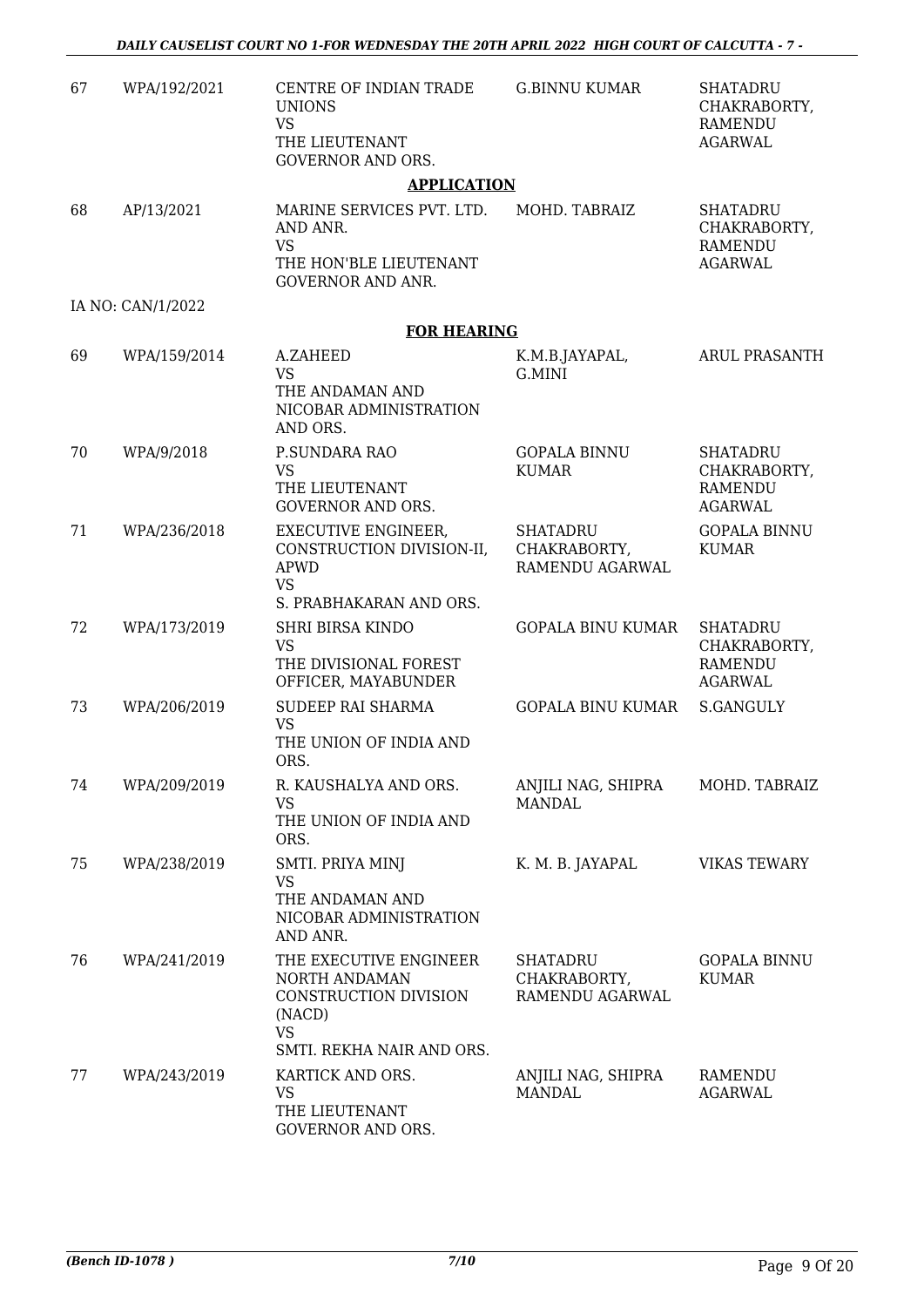| | | | | |
|---|---|---|---|---|
| 67 | WPA/192/2021 | CENTRE OF INDIAN TRADE UNIONS<br>VS<br>THE LIEUTENANT GOVERNOR AND ORS. | G.BINNU KUMAR | SHATADRU CHAKRABORTY, RAMENDU AGARWAL |

**APPLICATION**

| | | | | |
|---|---|---|---|---|
| 68 | AP/13/2021 | MARINE SERVICES PVT. LTD. AND ANR.<br>VS<br>THE HON'BLE LIEUTENANT GOVERNOR AND ANR. | MOHD. TABRAIZ | SHATADRU CHAKRABORTY, RAMENDU AGARWAL |

IA NO: CAN/1/2022

**FOR HEARING**

| | | | | |
|---|---|---|---|---|
| 69 | WPA/159/2014 | A.ZAHEED<br>VS<br>THE ANDAMAN AND NICOBAR ADMINISTRATION AND ORS. | K.M.B.JAYAPAL, G.MINI | ARUL PRASANTH |
| 70 | WPA/9/2018 | P.SUNDARA RAO<br>VS<br>THE LIEUTENANT GOVERNOR AND ORS. | GOPALA BINNU KUMAR | SHATADRU CHAKRABORTY, RAMENDU AGARWAL |
| 71 | WPA/236/2018 | EXECUTIVE ENGINEER, CONSTRUCTION DIVISION-II, APWD<br>VS<br>S. PRABHAKARAN AND ORS. | SHATADRU CHAKRABORTY, RAMENDU AGARWAL | GOPALA BINNU KUMAR |
| 72 | WPA/173/2019 | SHRI BIRSA KINDO<br>VS<br>THE DIVISIONAL FOREST OFFICER, MAYABUNDER | GOPALA BINU KUMAR | SHATADRU CHAKRABORTY, RAMENDU AGARWAL |
| 73 | WPA/206/2019 | SUDEEP RAI SHARMA<br>VS<br>THE UNION OF INDIA AND ORS. | GOPALA BINU KUMAR | S.GANGULY |
| 74 | WPA/209/2019 | R. KAUSHALYA AND ORS.<br>VS<br>THE UNION OF INDIA AND ORS. | ANJILI NAG, SHIPRA MANDAL | MOHD. TABRAIZ |
| 75 | WPA/238/2019 | SMTI. PRIYA MINJ<br>VS<br>THE ANDAMAN AND NICOBAR ADMINISTRATION AND ANR. | K. M. B. JAYAPAL | VIKAS TEWARY |
| 76 | WPA/241/2019 | THE EXECUTIVE ENGINEER NORTH ANDAMAN CONSTRUCTION DIVISION (NACD)<br>VS<br>SMTI. REKHA NAIR AND ORS. | SHATADRU CHAKRABORTY, RAMENDU AGARWAL | GOPALA BINNU KUMAR |
| 77 | WPA/243/2019 | KARTICK AND ORS.<br>VS<br>THE LIEUTENANT GOVERNOR AND ORS. | ANJILI NAG, SHIPRA MANDAL | RAMENDU AGARWAL |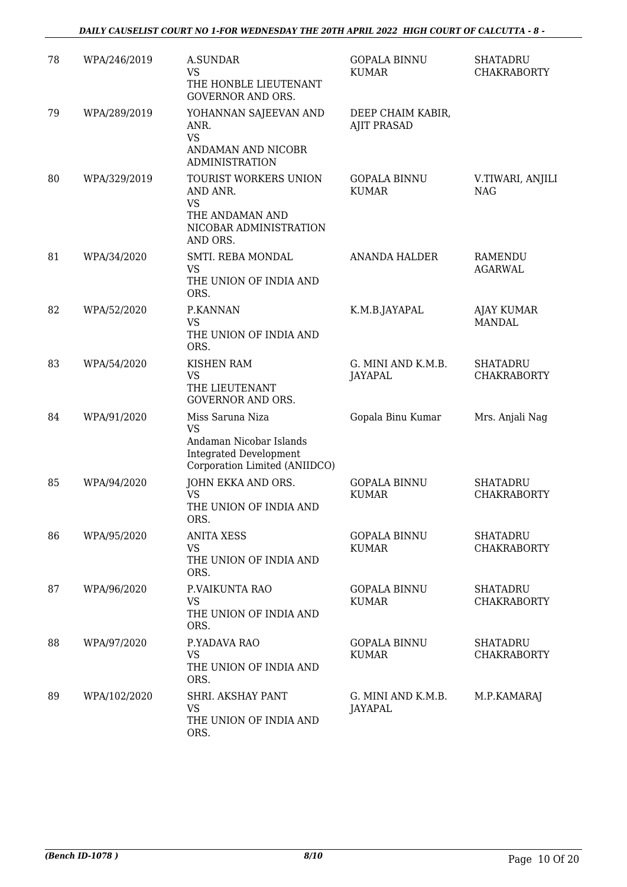| 78 | WPA/246/2019 | A.SUNDAR<br>VS<br>THE HONBLE LIEUTENANT GOVERNOR AND ORS. | GOPALA BINNU KUMAR | SHATADRU CHAKRABORTY |
|---|---|---|---|---|
| 79 | WPA/289/2019 | YOHANNAN SAJEEVAN AND ANR.<br>VS<br>ANDAMAN AND NICOBR ADMINISTRATION | DEEP CHAIM KABIR, AJIT PRASAD | |
| 80 | WPA/329/2019 | TOURIST WORKERS UNION AND ANR.<br>VS<br>THE ANDAMAN AND NICOBAR ADMINISTRATION AND ORS. | GOPALA BINNU KUMAR | V.TIWARI, ANJILI NAG |
| 81 | WPA/34/2020 | SMTI. REBA MONDAL<br>VS<br>THE UNION OF INDIA AND ORS. | ANANDA HALDER | RAMENDU AGARWAL |
| 82 | WPA/52/2020 | P.KANNAN<br>VS<br>THE UNION OF INDIA AND ORS. | K.M.B.JAYAPAL | AJAY KUMAR MANDAL |
| 83 | WPA/54/2020 | KISHEN RAM<br>VS<br>THE LIEUTENANT GOVERNOR AND ORS. | G. MINI AND K.M.B. JAYAPAL | SHATADRU CHAKRABORTY |
| 84 | WPA/91/2020 | Miss Saruna Niza<br>VS<br>Andaman Nicobar Islands Integrated Development Corporation Limited (ANIIDCO) | Gopala Binu Kumar | Mrs. Anjali Nag |
| 85 | WPA/94/2020 | JOHN EKKA AND ORS.<br>VS<br>THE UNION OF INDIA AND ORS. | GOPALA BINNU KUMAR | SHATADRU CHAKRABORTY |
| 86 | WPA/95/2020 | ANITA XESS<br>VS<br>THE UNION OF INDIA AND ORS. | GOPALA BINNU KUMAR | SHATADRU CHAKRABORTY |
| 87 | WPA/96/2020 | P.VAIKUNTA RAO<br>VS<br>THE UNION OF INDIA AND ORS. | GOPALA BINNU KUMAR | SHATADRU CHAKRABORTY |
| 88 | WPA/97/2020 | P.YADAVA RAO<br>VS<br>THE UNION OF INDIA AND ORS. | GOPALA BINNU KUMAR | SHATADRU CHAKRABORTY |
| 89 | WPA/102/2020 | SHRI. AKSHAY PANT<br>VS<br>THE UNION OF INDIA AND ORS. | G. MINI AND K.M.B. JAYAPAL | M.P.KAMARAJ |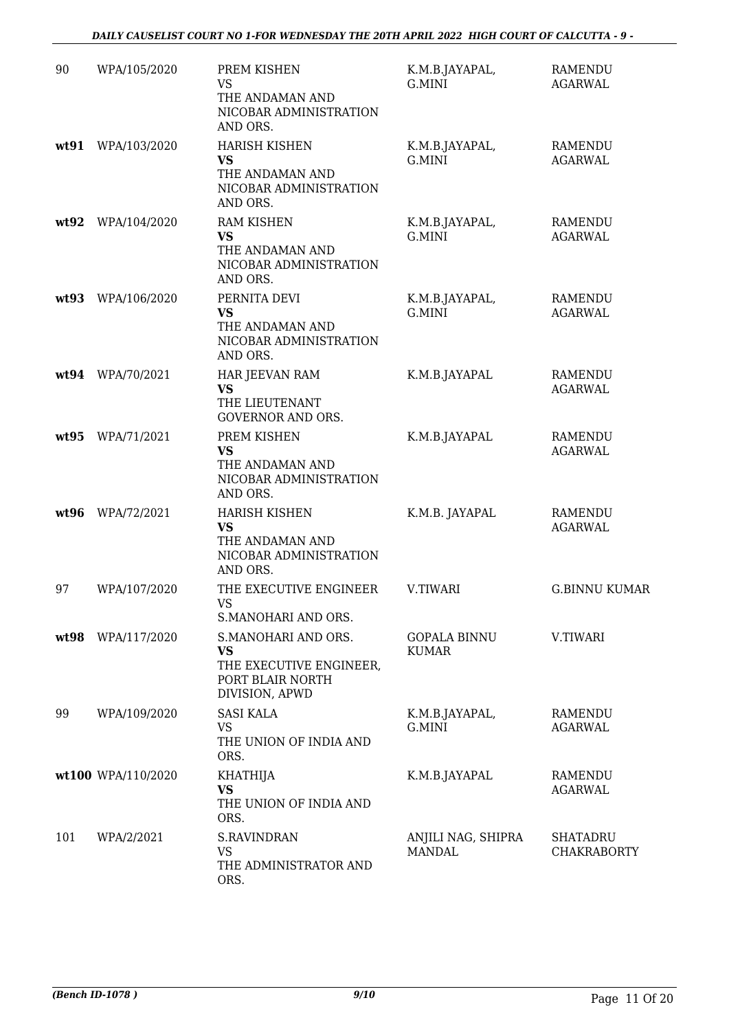| | | | | |
|---|---|---|---|---|
| 90 | WPA/105/2020 | PREM KISHEN<br>VS<br>THE ANDAMAN AND NICOBAR ADMINISTRATION AND ORS. | K.M.B.JAYAPAL, G.MINI | RAMENDU AGARWAL |
| **wt91** | WPA/103/2020 | HARISH KISHEN<br>**VS**<br>THE ANDAMAN AND NICOBAR ADMINISTRATION AND ORS. | K.M.B.JAYAPAL, G.MINI | RAMENDU AGARWAL |
| **wt92** | WPA/104/2020 | RAM KISHEN<br>**VS**<br>THE ANDAMAN AND NICOBAR ADMINISTRATION AND ORS. | K.M.B.JAYAPAL, G.MINI | RAMENDU AGARWAL |
| **wt93** | WPA/106/2020 | PERNITA DEVI<br>**VS**<br>THE ANDAMAN AND NICOBAR ADMINISTRATION AND ORS. | K.M.B.JAYAPAL, G.MINI | RAMENDU AGARWAL |
| **wt94** | WPA/70/2021 | HAR JEEVAN RAM<br>**VS**<br>THE LIEUTENANT GOVERNOR AND ORS. | K.M.B.JAYAPAL | RAMENDU AGARWAL |
| **wt95** | WPA/71/2021 | PREM KISHEN<br>**VS**<br>THE ANDAMAN AND NICOBAR ADMINISTRATION AND ORS. | K.M.B.JAYAPAL | RAMENDU AGARWAL |
| **wt96** | WPA/72/2021 | HARISH KISHEN<br>**VS**<br>THE ANDAMAN AND NICOBAR ADMINISTRATION AND ORS. | K.M.B. JAYAPAL | RAMENDU AGARWAL |
| 97 | WPA/107/2020 | THE EXECUTIVE ENGINEER<br>VS<br>S.MANOHARI AND ORS. | V.TIWARI | G.BINNU KUMAR |
| **wt98** | WPA/117/2020 | S.MANOHARI AND ORS.<br>**VS**<br>THE EXECUTIVE ENGINEER, PORT BLAIR NORTH DIVISION, APWD | GOPALA BINNU KUMAR | V.TIWARI |
| 99 | WPA/109/2020 | SASI KALA<br>VS<br>THE UNION OF INDIA AND ORS. | K.M.B.JAYAPAL, G.MINI | RAMENDU AGARWAL |
| **wt100** | WPA/110/2020 | KHATHIJA<br>**VS**<br>THE UNION OF INDIA AND ORS. | K.M.B.JAYAPAL | RAMENDU AGARWAL |
| 101 | WPA/2/2021 | S.RAVINDRAN<br>VS<br>THE ADMINISTRATOR AND ORS. | ANJILI NAG, SHIPRA MANDAL | SHATADRU CHAKRABORTY |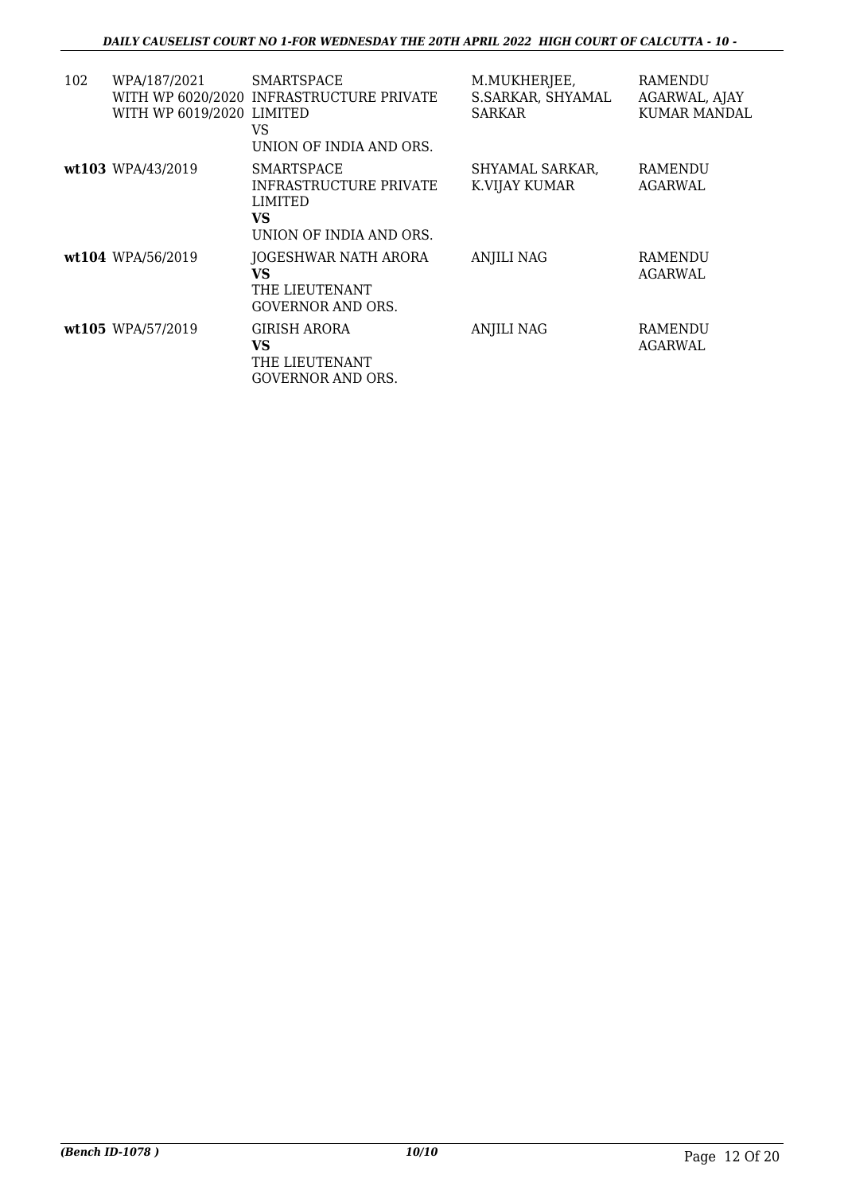| 102 | WPA/187/2021 WITH WP 6020/2020 WITH WP 6019/2020 | SMARTSPACE INFRASTRUCTURE PRIVATE LIMITED VS UNION OF INDIA AND ORS. | M.MUKHERJEE, S.SARKAR, SHYAMAL SARKAR | RAMENDU AGARWAL, AJAY KUMAR MANDAL |
|---|---|---|---|---|
| **wt103** | WPA/43/2019 | SMARTSPACE INFRASTRUCTURE PRIVATE LIMITED **VS** UNION OF INDIA AND ORS. | SHYAMAL SARKAR, K.VIJAY KUMAR | RAMENDU AGARWAL |
| **wt104** | WPA/56/2019 | JOGESHWAR NATH ARORA **VS** THE LIEUTENANT GOVERNOR AND ORS. | ANJILI NAG | RAMENDU AGARWAL |
| **wt105** | WPA/57/2019 | GIRISH ARORA **VS** THE LIEUTENANT GOVERNOR AND ORS. | ANJILI NAG | RAMENDU AGARWAL |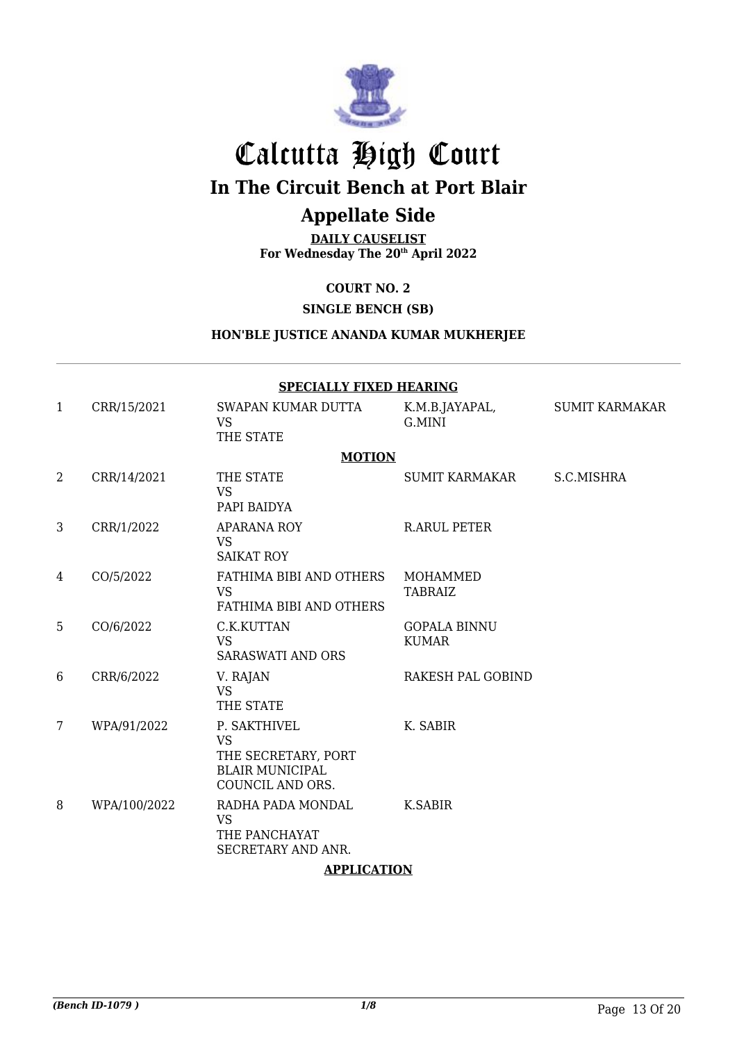# Calcutta High Court

## In The Circuit Bench at Port Blair

## Appellate Side

**DAILY CAUSELIST**
**For Wednesday The 20th April 2022**

**COURT NO. 2**

**SINGLE BENCH (SB)**

**HON'BLE JUSTICE ANANDA KUMAR MUKHERJEE**

**SPECIALLY FIXED HEARING**

| | | | | |
|---|---|---|---|---|
| 1 | CRR/15/2021 | SWAPAN KUMAR DUTTA VS THE STATE | K.M.B.JAYAPAL, G.MINI | SUMIT KARMAKAR |

**MOTION**

| | | | | |
|---|---|---|---|---|
| 2 | CRR/14/2021 | THE STATE VS PAPI BAIDYA | SUMIT KARMAKAR | S.C.MISHRA |
| 3 | CRR/1/2022 | APARANA ROY VS SAIKAT ROY | R.ARUL PETER | |
| 4 | CO/5/2022 | FATHIMA BIBI AND OTHERS VS FATHIMA BIBI AND OTHERS | MOHAMMED TABRAIZ | |
| 5 | CO/6/2022 | C.K.KUTTAN VS SARASWATI AND ORS | GOPALA BINNU KUMAR | |
| 6 | CRR/6/2022 | V. RAJAN VS THE STATE | RAKESH PAL GOBIND | |
| 7 | WPA/91/2022 | P. SAKTHIVEL VS THE SECRETARY, PORT BLAIR MUNICIPAL COUNCIL AND ORS. | K. SABIR | |
| 8 | WPA/100/2022 | RADHA PADA MONDAL VS THE PANCHAYAT SECRETARY AND ANR. | K.SABIR | |

**APPLICATION**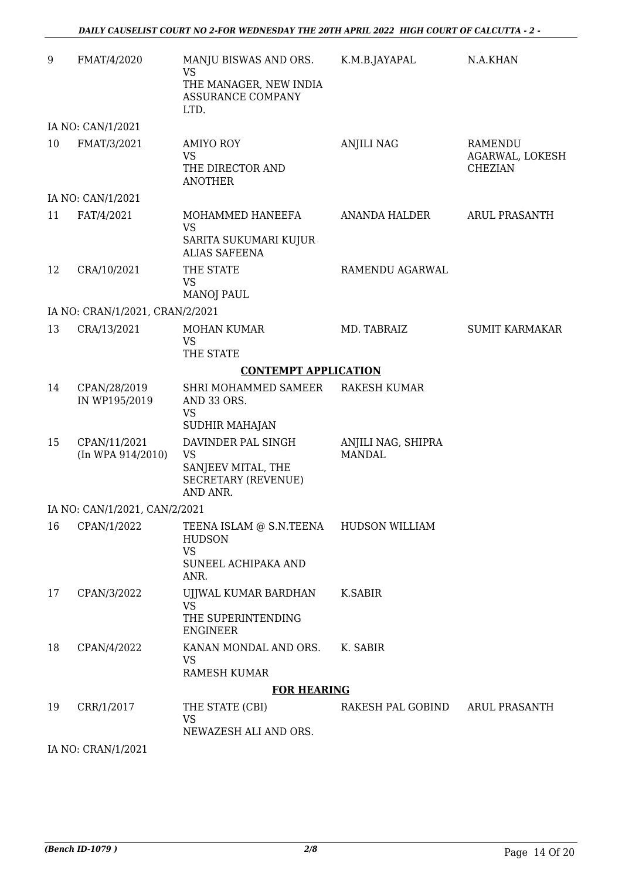| | | | | |
|---|---|---|---|---|
| 9 | FMAT/4/2020 | MANJU BISWAS AND ORS.<br>VS<br>THE MANAGER, NEW INDIA ASSURANCE COMPANY LTD. | K.M.B.JAYAPAL | N.A.KHAN |
| IA NO: CAN/1/2021 | | | | |
| 10 | FMAT/3/2021 | AMIYO ROY<br>VS<br>THE DIRECTOR AND ANOTHER | ANJILI NAG | RAMENDU AGARWAL, LOKESH CHEZIAN |
| IA NO: CAN/1/2021 | | | | |
| 11 | FAT/4/2021 | MOHAMMED HANEEFA<br>VS<br>SARITA SUKUMARI KUJUR ALIAS SAFEENA | ANANDA HALDER | ARUL PRASANTH |
| 12 | CRA/10/2021 | THE STATE<br>VS<br>MANOJ PAUL | RAMENDU AGARWAL | |
| IA NO: CRAN/1/2021, CRAN/2/2021 | | | | |
| 13 | CRA/13/2021 | MOHAN KUMAR<br>VS<br>THE STATE | MD. TABRAIZ | SUMIT KARMAKAR |
| | | **CONTEMPT APPLICATION** | | |
| 14 | CPAN/28/2019 IN WP195/2019 | SHRI MOHAMMED SAMEER AND 33 ORS.<br>VS<br>SUDHIR MAHAJAN | RAKESH KUMAR | |
| 15 | CPAN/11/2021 (In WPA 914/2010) | DAVINDER PAL SINGH<br>VS<br>SANJEEV MITAL, THE SECRETARY (REVENUE) AND ANR. | ANJILI NAG, SHIPRA MANDAL | |
| IA NO: CAN/1/2021, CAN/2/2021 | | | | |
| 16 | CPAN/1/2022 | TEENA ISLAM @ S.N.TEENA HUDSON<br>VS<br>SUNEEL ACHIPAKA AND ANR. | HUDSON WILLIAM | |
| 17 | CPAN/3/2022 | UJJWAL KUMAR BARDHAN<br>VS<br>THE SUPERINTENDING ENGINEER | K.SABIR | |
| 18 | CPAN/4/2022 | KANAN MONDAL AND ORS.<br>VS<br>RAMESH KUMAR | K. SABIR | |
| | | **FOR HEARING** | | |
| 19 | CRR/1/2017 | THE STATE (CBI)<br>VS<br>NEWAZESH ALI AND ORS. | RAKESH PAL GOBIND | ARUL PRASANTH |
| IA NO: CRAN/1/2021 | | | | |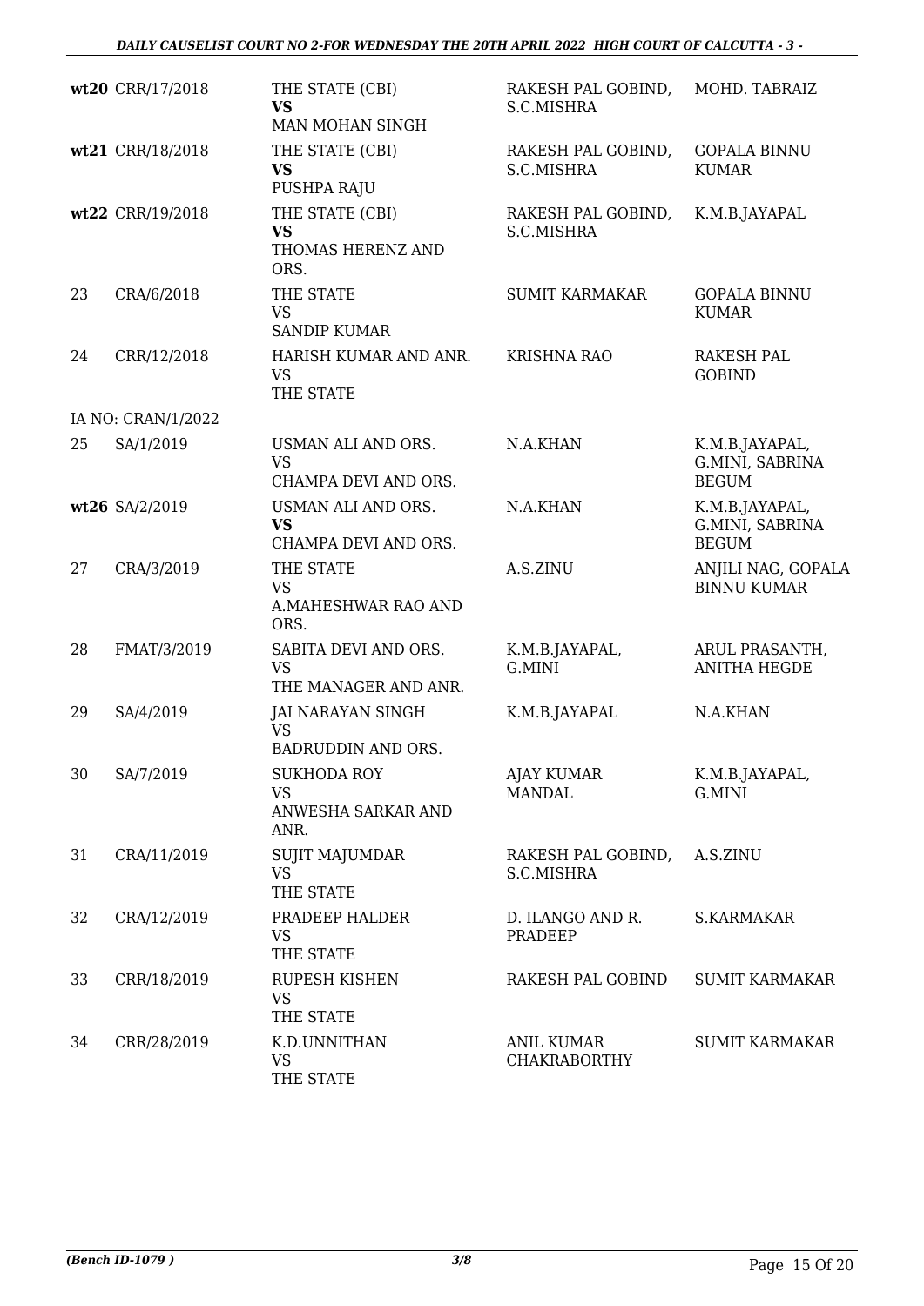| | | | | |
|---|---|---|---|---|
| wt20 | CRR/17/2018 | THE STATE (CBI)<br>**VS**<br>MAN MOHAN SINGH | RAKESH PAL GOBIND, S.C.MISHRA | MOHD. TABRAIZ |
| wt21 | CRR/18/2018 | THE STATE (CBI)<br>**VS**<br>PUSHPA RAJU | RAKESH PAL GOBIND, S.C.MISHRA | GOPALA BINNU KUMAR |
| wt22 | CRR/19/2018 | THE STATE (CBI)<br>**VS**<br>THOMAS HERENZ AND ORS. | RAKESH PAL GOBIND, S.C.MISHRA | K.M.B.JAYAPAL |
| 23 | CRA/6/2018 | THE STATE<br>VS<br>SANDIP KUMAR | SUMIT KARMAKAR | GOPALA BINNU KUMAR |
| 24 | CRR/12/2018 | HARISH KUMAR AND ANR.<br>VS<br>THE STATE | KRISHNA RAO | RAKESH PAL GOBIND |
| | IA NO: CRAN/1/2022 | | | |
| 25 | SA/1/2019 | USMAN ALI AND ORS.<br>VS<br>CHAMPA DEVI AND ORS. | N.A.KHAN | K.M.B.JAYAPAL, G.MINI, SABRINA BEGUM |
| wt26 | SA/2/2019 | USMAN ALI AND ORS.<br>**VS**<br>CHAMPA DEVI AND ORS. | N.A.KHAN | K.M.B.JAYAPAL, G.MINI, SABRINA BEGUM |
| 27 | CRA/3/2019 | THE STATE<br>VS<br>A.MAHESHWAR RAO AND ORS. | A.S.ZINU | ANJILI NAG, GOPALA BINNU KUMAR |
| 28 | FMAT/3/2019 | SABITA DEVI AND ORS.<br>VS<br>THE MANAGER AND ANR. | K.M.B.JAYAPAL, G.MINI | ARUL PRASANTH, ANITHA HEGDE |
| 29 | SA/4/2019 | JAI NARAYAN SINGH<br>VS<br>BADRUDDIN AND ORS. | K.M.B.JAYAPAL | N.A.KHAN |
| 30 | SA/7/2019 | SUKHODA ROY<br>VS<br>ANWESHA SARKAR AND ANR. | AJAY KUMAR MANDAL | K.M.B.JAYAPAL, G.MINI |
| 31 | CRA/11/2019 | SUJIT MAJUMDAR<br>VS<br>THE STATE | RAKESH PAL GOBIND, S.C.MISHRA | A.S.ZINU |
| 32 | CRA/12/2019 | PRADEEP HALDER<br>VS<br>THE STATE | D. ILANGO AND R. PRADEEP | S.KARMAKAR |
| 33 | CRR/18/2019 | RUPESH KISHEN<br>VS<br>THE STATE | RAKESH PAL GOBIND | SUMIT KARMAKAR |
| 34 | CRR/28/2019 | K.D.UNNITHAN<br>VS<br>THE STATE | ANIL KUMAR CHAKRABORTHY | SUMIT KARMAKAR |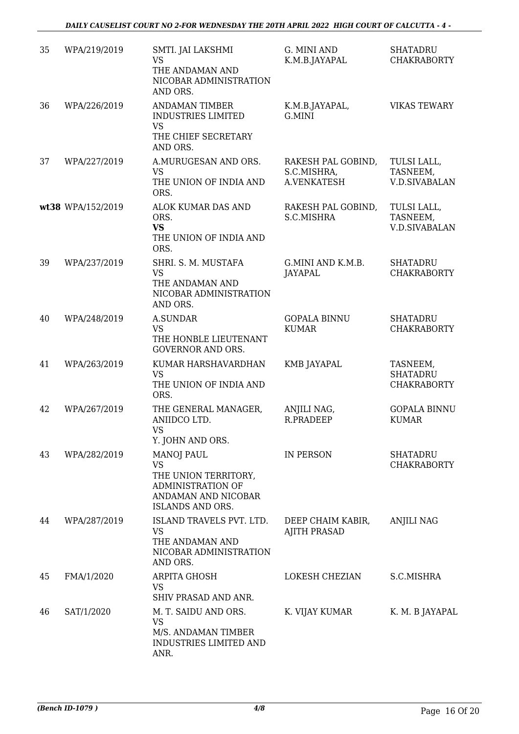| | | | | |
|---|---|---|---|---|
| 35 | WPA/219/2019 | SMTI. JAI LAKSHMI<br>VS<br>THE ANDAMAN AND NICOBAR ADMINISTRATION AND ORS. | G. MINI AND K.M.B.JAYAPAL | SHATADRU CHAKRABORTY |
| 36 | WPA/226/2019 | ANDAMAN TIMBER INDUSTRIES LIMITED<br>VS<br>THE CHIEF SECRETARY AND ORS. | K.M.B.JAYAPAL, G.MINI | VIKAS TEWARY |
| 37 | WPA/227/2019 | A.MURUGESAN AND ORS.<br>VS<br>THE UNION OF INDIA AND ORS. | RAKESH PAL GOBIND, S.C.MISHRA, A.VENKATESH | TULSI LALL, TASNEEM, V.D.SIVABALAN |
| **wt38** | WPA/152/2019 | ALOK KUMAR DAS AND ORS.<br>**VS**<br>THE UNION OF INDIA AND ORS. | RAKESH PAL GOBIND, S.C.MISHRA | TULSI LALL, TASNEEM, V.D.SIVABALAN |
| 39 | WPA/237/2019 | SHRI. S. M. MUSTAFA<br>VS<br>THE ANDAMAN AND NICOBAR ADMINISTRATION AND ORS. | G.MINI AND K.M.B. JAYAPAL | SHATADRU CHAKRABORTY |
| 40 | WPA/248/2019 | A.SUNDAR<br>VS<br>THE HONBLE LIEUTENANT GOVERNOR AND ORS. | GOPALA BINNU KUMAR | SHATADRU CHAKRABORTY |
| 41 | WPA/263/2019 | KUMAR HARSHAVARDHAN<br>VS<br>THE UNION OF INDIA AND ORS. | KMB JAYAPAL | TASNEEM, SHATADRU CHAKRABORTY |
| 42 | WPA/267/2019 | THE GENERAL MANAGER, ANIIDCO LTD.<br>VS<br>Y. JOHN AND ORS. | ANJILI NAG, R.PRADEEP | GOPALA BINNU KUMAR |
| 43 | WPA/282/2019 | MANOJ PAUL<br>VS<br>THE UNION TERRITORY, ADMINISTRATION OF ANDAMAN AND NICOBAR ISLANDS AND ORS. | IN PERSON | SHATADRU CHAKRABORTY |
| 44 | WPA/287/2019 | ISLAND TRAVELS PVT. LTD.<br>VS<br>THE ANDAMAN AND NICOBAR ADMINISTRATION AND ORS. | DEEP CHAIM KABIR, AJITH PRASAD | ANJILI NAG |
| 45 | FMA/1/2020 | ARPITA GHOSH<br>VS<br>SHIV PRASAD AND ANR. | LOKESH CHEZIAN | S.C.MISHRA |
| 46 | SAT/1/2020 | M. T. SAIDU AND ORS.<br>VS<br>M/S. ANDAMAN TIMBER INDUSTRIES LIMITED AND ANR. | K. VIJAY KUMAR | K. M. B JAYAPAL |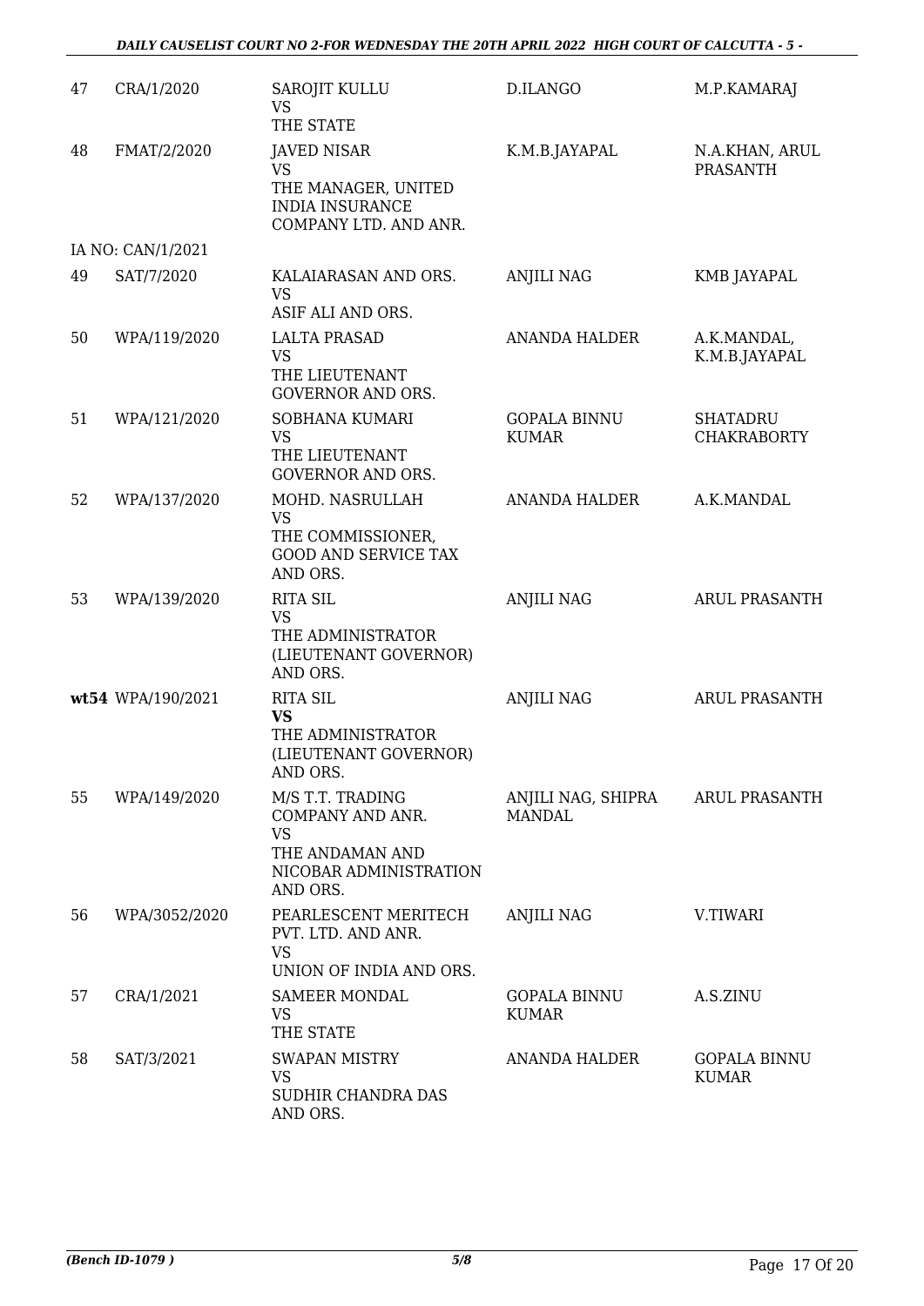| 47 | CRA/1/2020 | SAROJIT KULLU<br>VS<br>THE STATE | D.ILANGO | M.P.KAMARAJ |
|---|---|---|---|---|
| 48 | FMAT/2/2020 | JAVED NISAR<br>VS<br>THE MANAGER, UNITED INDIA INSURANCE COMPANY LTD. AND ANR. | K.M.B.JAYAPAL | N.A.KHAN, ARUL PRASANTH |
| | IA NO: CAN/1/2021 | | | |
| 49 | SAT/7/2020 | KALAIARASAN AND ORS.<br>VS<br>ASIF ALI AND ORS. | ANJILI NAG | KMB JAYAPAL |
| 50 | WPA/119/2020 | LALTA PRASAD<br>VS<br>THE LIEUTENANT GOVERNOR AND ORS. | ANANDA HALDER | A.K.MANDAL, K.M.B.JAYAPAL |
| 51 | WPA/121/2020 | SOBHANA KUMARI<br>VS<br>THE LIEUTENANT GOVERNOR AND ORS. | GOPALA BINNU KUMAR | SHATADRU CHAKRABORTY |
| 52 | WPA/137/2020 | MOHD. NASRULLAH<br>VS<br>THE COMMISSIONER, GOOD AND SERVICE TAX AND ORS. | ANANDA HALDER | A.K.MANDAL |
| 53 | WPA/139/2020 | RITA SIL<br>VS<br>THE ADMINISTRATOR (LIEUTENANT GOVERNOR) AND ORS. | ANJILI NAG | ARUL PRASANTH |
| **wt54** | WPA/190/2021 | RITA SIL<br>**VS**<br>THE ADMINISTRATOR (LIEUTENANT GOVERNOR) AND ORS. | ANJILI NAG | ARUL PRASANTH |
| 55 | WPA/149/2020 | M/S T.T. TRADING COMPANY AND ANR.<br>VS<br>THE ANDAMAN AND NICOBAR ADMINISTRATION AND ORS. | ANJILI NAG, SHIPRA MANDAL | ARUL PRASANTH |
| 56 | WPA/3052/2020 | PEARLESCENT MERITECH PVT. LTD. AND ANR.<br>VS<br>UNION OF INDIA AND ORS. | ANJILI NAG | V.TIWARI |
| 57 | CRA/1/2021 | SAMEER MONDAL<br>VS<br>THE STATE | GOPALA BINNU KUMAR | A.S.ZINU |
| 58 | SAT/3/2021 | SWAPAN MISTRY<br>VS<br>SUDHIR CHANDRA DAS AND ORS. | ANANDA HALDER | GOPALA BINNU KUMAR |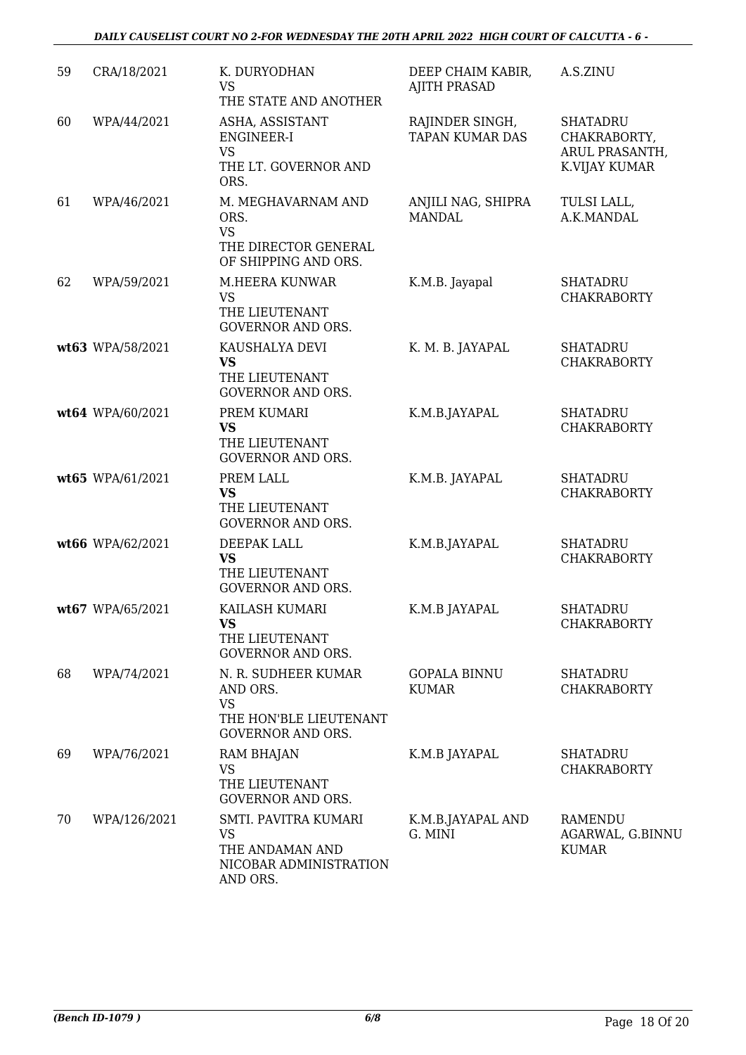| 59 | CRA/18/2021 | K. DURYODHAN<br>VS<br>THE STATE AND ANOTHER | DEEP CHAIM KABIR, AJITH PRASAD | A.S.ZINU |
|---|---|---|---|---|
| 60 | WPA/44/2021 | ASHA, ASSISTANT ENGINEER-I<br>VS<br>THE LT. GOVERNOR AND ORS. | RAJINDER SINGH, TAPAN KUMAR DAS | SHATADRU CHAKRABORTY, ARUL PRASANTH, K.VIJAY KUMAR |
| 61 | WPA/46/2021 | M. MEGHAVARNAM AND ORS.<br>VS<br>THE DIRECTOR GENERAL OF SHIPPING AND ORS. | ANJILI NAG, SHIPRA MANDAL | TULSI LALL, A.K.MANDAL |
| 62 | WPA/59/2021 | M.HEERA KUNWAR<br>VS<br>THE LIEUTENANT GOVERNOR AND ORS. | K.M.B. Jayapal | SHATADRU CHAKRABORTY |
| **wt63** | WPA/58/2021 | KAUSHALYA DEVI<br>**VS**<br>THE LIEUTENANT GOVERNOR AND ORS. | K. M. B. JAYAPAL | SHATADRU CHAKRABORTY |
| **wt64** | WPA/60/2021 | PREM KUMARI<br>**VS**<br>THE LIEUTENANT GOVERNOR AND ORS. | K.M.B.JAYAPAL | SHATADRU CHAKRABORTY |
| **wt65** | WPA/61/2021 | PREM LALL<br>**VS**<br>THE LIEUTENANT GOVERNOR AND ORS. | K.M.B. JAYAPAL | SHATADRU CHAKRABORTY |
| **wt66** | WPA/62/2021 | DEEPAK LALL<br>**VS**<br>THE LIEUTENANT GOVERNOR AND ORS. | K.M.B.JAYAPAL | SHATADRU CHAKRABORTY |
| **wt67** | WPA/65/2021 | KAILASH KUMARI<br>**VS**<br>THE LIEUTENANT GOVERNOR AND ORS. | K.M.B JAYAPAL | SHATADRU CHAKRABORTY |
| 68 | WPA/74/2021 | N. R. SUDHEER KUMAR AND ORS.<br>VS<br>THE HON'BLE LIEUTENANT GOVERNOR AND ORS. | GOPALA BINNU KUMAR | SHATADRU CHAKRABORTY |
| 69 | WPA/76/2021 | RAM BHAJAN<br>VS<br>THE LIEUTENANT GOVERNOR AND ORS. | K.M.B JAYAPAL | SHATADRU CHAKRABORTY |
| 70 | WPA/126/2021 | SMTI. PAVITRA KUMARI<br>VS<br>THE ANDAMAN AND NICOBAR ADMINISTRATION AND ORS. | K.M.B.JAYAPAL AND G. MINI | RAMENDU AGARWAL, G.BINNU KUMAR |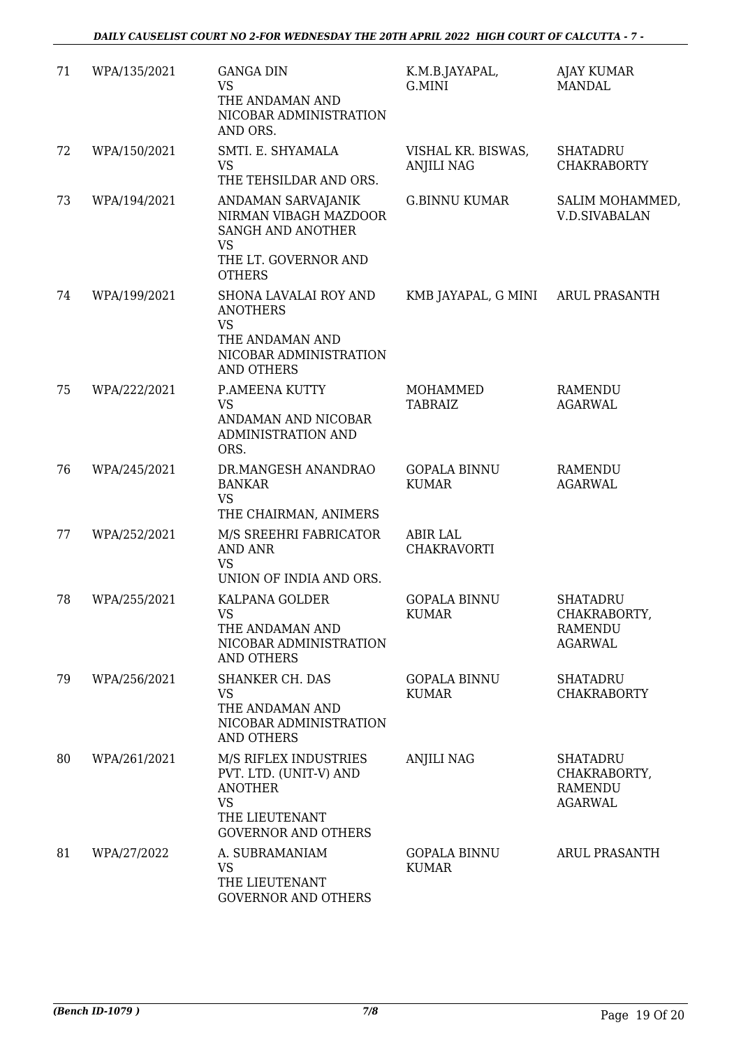| 71 | WPA/135/2021 | GANGA DIN<br>VS<br>THE ANDAMAN AND NICOBAR ADMINISTRATION AND ORS. | K.M.B.JAYAPAL, G.MINI | AJAY KUMAR MANDAL |
|---|---|---|---|---|
| 72 | WPA/150/2021 | SMTI. E. SHYAMALA<br>VS<br>THE TEHSILDAR AND ORS. | VISHAL KR. BISWAS, ANJILI NAG | SHATADRU CHAKRABORTY |
| 73 | WPA/194/2021 | ANDAMAN SARVAJANIK NIRMAN VIBAGH MAZDOOR SANGH AND ANOTHER<br>VS<br>THE LT. GOVERNOR AND OTHERS | G.BINNU KUMAR | SALIM MOHAMMED, V.D.SIVABALAN |
| 74 | WPA/199/2021 | SHONA LAVALAI ROY AND ANOTHERS<br>VS<br>THE ANDAMAN AND NICOBAR ADMINISTRATION AND OTHERS | KMB JAYAPAL, G MINI | ARUL PRASANTH |
| 75 | WPA/222/2021 | P.AMEENA KUTTY<br>VS<br>ANDAMAN AND NICOBAR ADMINISTRATION AND ORS. | MOHAMMED TABRAIZ | RAMENDU AGARWAL |
| 76 | WPA/245/2021 | DR.MANGESH ANANDRAO BANKAR<br>VS<br>THE CHAIRMAN, ANIMERS | GOPALA BINNU KUMAR | RAMENDU AGARWAL |
| 77 | WPA/252/2021 | M/S SREEHRI FABRICATOR AND ANR<br>VS<br>UNION OF INDIA AND ORS. | ABIR LAL CHAKRAVORTI | |
| 78 | WPA/255/2021 | KALPANA GOLDER<br>VS<br>THE ANDAMAN AND NICOBAR ADMINISTRATION AND OTHERS | GOPALA BINNU KUMAR | SHATADRU CHAKRABORTY, RAMENDU AGARWAL |
| 79 | WPA/256/2021 | SHANKER CH. DAS<br>VS<br>THE ANDAMAN AND NICOBAR ADMINISTRATION AND OTHERS | GOPALA BINNU KUMAR | SHATADRU CHAKRABORTY |
| 80 | WPA/261/2021 | M/S RIFLEX INDUSTRIES PVT. LTD. (UNIT-V) AND ANOTHER<br>VS<br>THE LIEUTENANT GOVERNOR AND OTHERS | ANJILI NAG | SHATADRU CHAKRABORTY, RAMENDU AGARWAL |
| 81 | WPA/27/2022 | A. SUBRAMANIAM<br>VS<br>THE LIEUTENANT GOVERNOR AND OTHERS | GOPALA BINNU KUMAR | ARUL PRASANTH |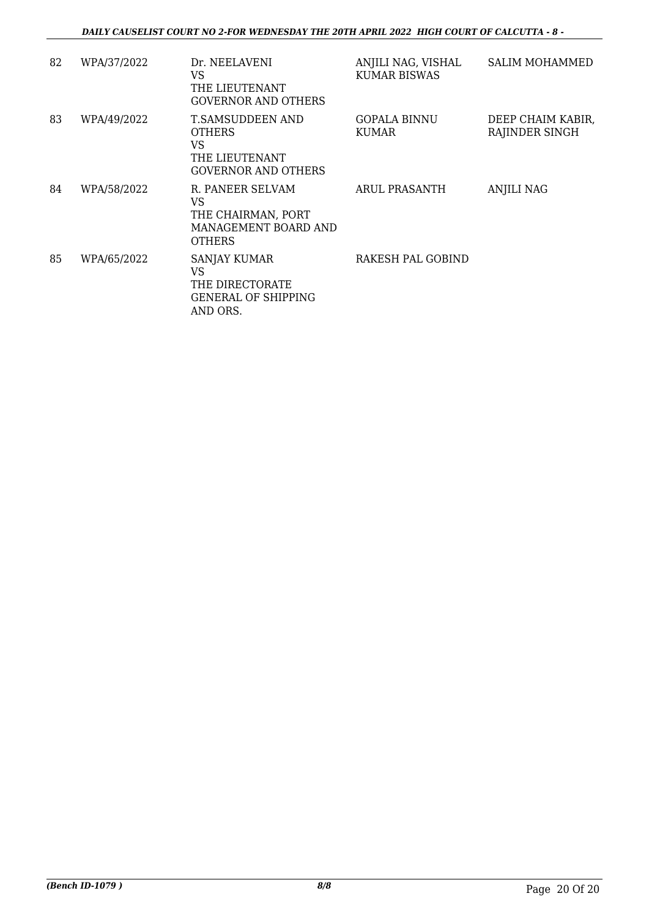| | | | | |
|---|---|---|---|---|
| 82 | WPA/37/2022 | Dr. NEELAVENI VS THE LIEUTENANT GOVERNOR AND OTHERS | ANJILI NAG, VISHAL KUMAR BISWAS | SALIM MOHAMMED |
| 83 | WPA/49/2022 | T.SAMSUDDEEN AND OTHERS VS THE LIEUTENANT GOVERNOR AND OTHERS | GOPALA BINNU KUMAR | DEEP CHAIM KABIR, RAJINDER SINGH |
| 84 | WPA/58/2022 | R. PANEER SELVAM VS THE CHAIRMAN, PORT MANAGEMENT BOARD AND OTHERS | ARUL PRASANTH | ANJILI NAG |
| 85 | WPA/65/2022 | SANJAY KUMAR VS THE DIRECTORATE GENERAL OF SHIPPING AND ORS. | RAKESH PAL GOBIND | |